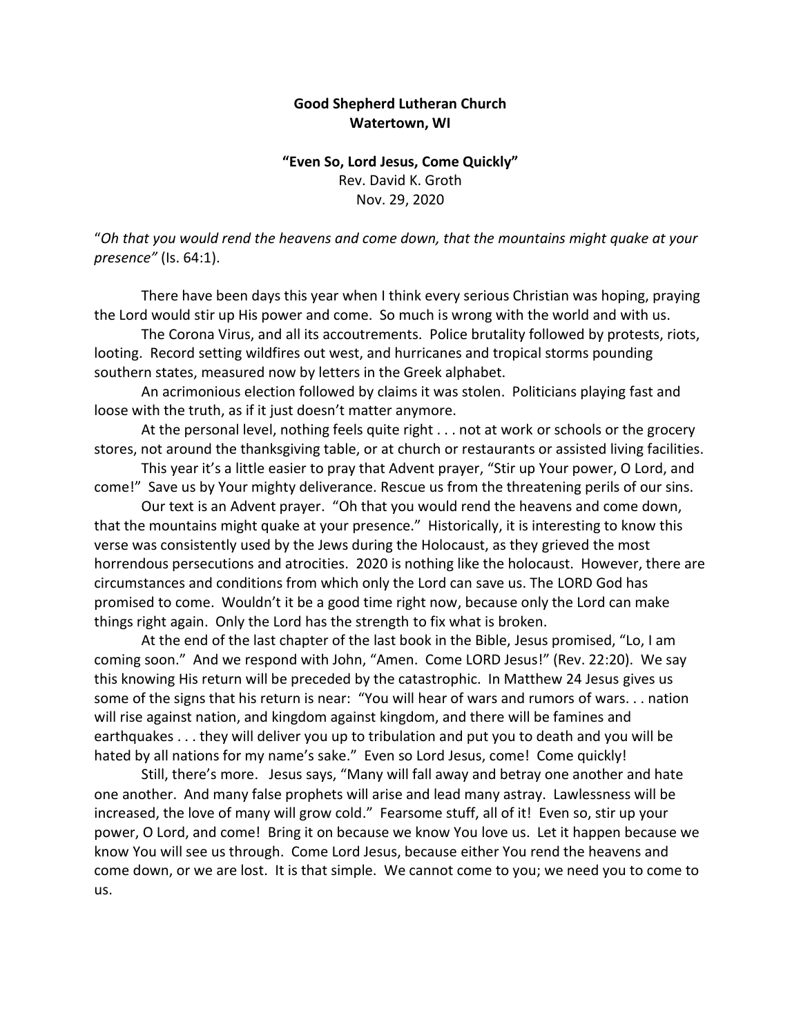**Good Shepherd Lutheran Church**
**Watertown, WI**

**"Even So, Lord Jesus, Come Quickly"**
Rev. David K. Groth
Nov. 29, 2020

"*Oh that you would rend the heavens and come down, that the mountains might quake at your presence"* (Is. 64:1).

There have been days this year when I think every serious Christian was hoping, praying the Lord would stir up His power and come. So much is wrong with the world and with us.

The Corona Virus, and all its accoutrements. Police brutality followed by protests, riots, looting. Record setting wildfires out west, and hurricanes and tropical storms pounding southern states, measured now by letters in the Greek alphabet.

An acrimonious election followed by claims it was stolen. Politicians playing fast and loose with the truth, as if it just doesn't matter anymore.

At the personal level, nothing feels quite right . . . not at work or schools or the grocery stores, not around the thanksgiving table, or at church or restaurants or assisted living facilities.

This year it's a little easier to pray that Advent prayer, "Stir up Your power, O Lord, and come!" Save us by Your mighty deliverance. Rescue us from the threatening perils of our sins.

Our text is an Advent prayer. "Oh that you would rend the heavens and come down, that the mountains might quake at your presence." Historically, it is interesting to know this verse was consistently used by the Jews during the Holocaust, as they grieved the most horrendous persecutions and atrocities. 2020 is nothing like the holocaust. However, there are circumstances and conditions from which only the Lord can save us. The LORD God has promised to come. Wouldn't it be a good time right now, because only the Lord can make things right again. Only the Lord has the strength to fix what is broken.

At the end of the last chapter of the last book in the Bible, Jesus promised, "Lo, I am coming soon." And we respond with John, "Amen. Come LORD Jesus!" (Rev. 22:20). We say this knowing His return will be preceded by the catastrophic. In Matthew 24 Jesus gives us some of the signs that his return is near: "You will hear of wars and rumors of wars. . . nation will rise against nation, and kingdom against kingdom, and there will be famines and earthquakes . . . they will deliver you up to tribulation and put you to death and you will be hated by all nations for my name's sake." Even so Lord Jesus, come! Come quickly!

Still, there's more. Jesus says, "Many will fall away and betray one another and hate one another. And many false prophets will arise and lead many astray. Lawlessness will be increased, the love of many will grow cold." Fearsome stuff, all of it! Even so, stir up your power, O Lord, and come! Bring it on because we know You love us. Let it happen because we know You will see us through. Come Lord Jesus, because either You rend the heavens and come down, or we are lost. It is that simple. We cannot come to you; we need you to come to us.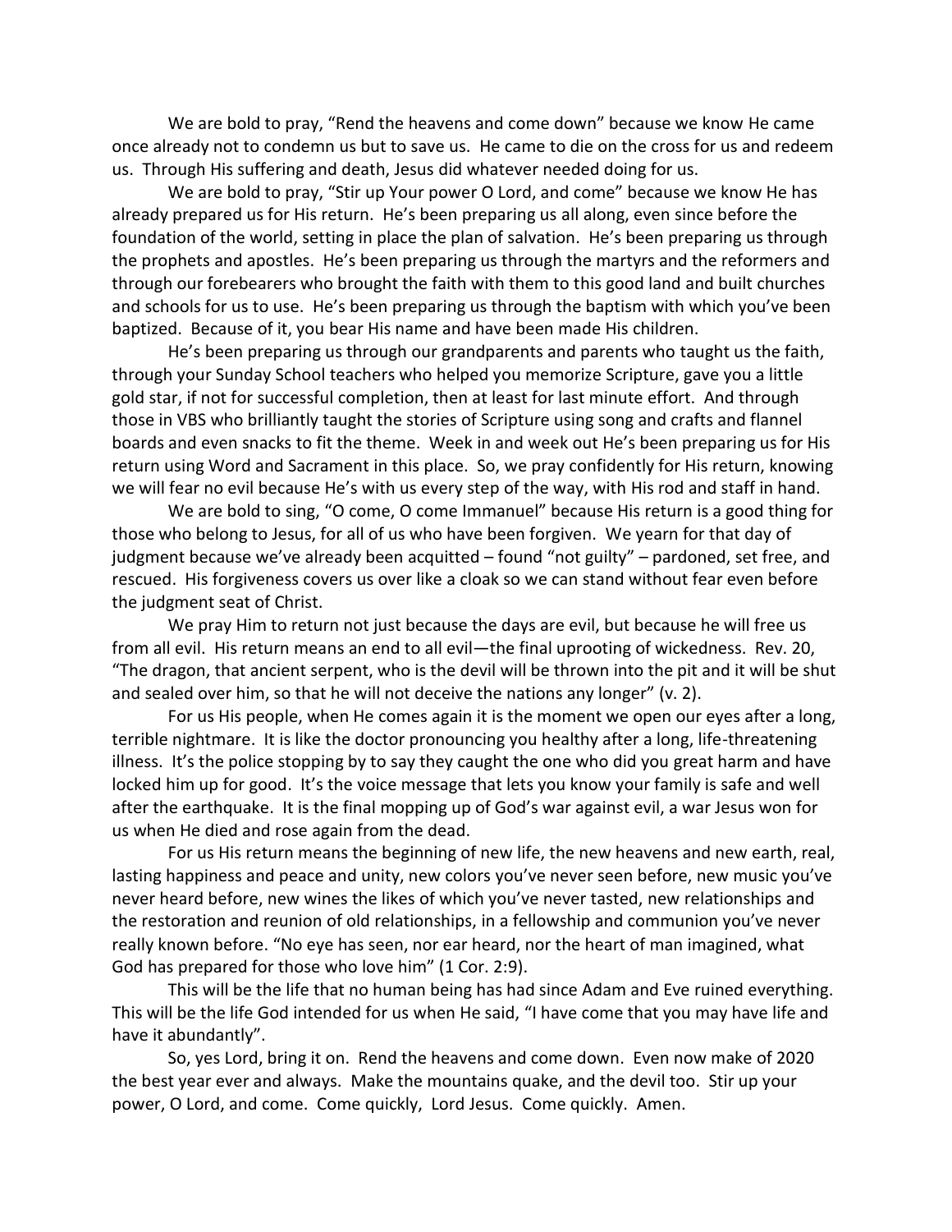We are bold to pray, "Rend the heavens and come down" because we know He came once already not to condemn us but to save us. He came to die on the cross for us and redeem us. Through His suffering and death, Jesus did whatever needed doing for us.

We are bold to pray, "Stir up Your power O Lord, and come" because we know He has already prepared us for His return. He's been preparing us all along, even since before the foundation of the world, setting in place the plan of salvation. He's been preparing us through the prophets and apostles. He's been preparing us through the martyrs and the reformers and through our forebearers who brought the faith with them to this good land and built churches and schools for us to use. He's been preparing us through the baptism with which you've been baptized. Because of it, you bear His name and have been made His children.

He's been preparing us through our grandparents and parents who taught us the faith, through your Sunday School teachers who helped you memorize Scripture, gave you a little gold star, if not for successful completion, then at least for last minute effort. And through those in VBS who brilliantly taught the stories of Scripture using song and crafts and flannel boards and even snacks to fit the theme. Week in and week out He's been preparing us for His return using Word and Sacrament in this place. So, we pray confidently for His return, knowing we will fear no evil because He's with us every step of the way, with His rod and staff in hand.

We are bold to sing, "O come, O come Immanuel" because His return is a good thing for those who belong to Jesus, for all of us who have been forgiven. We yearn for that day of judgment because we've already been acquitted – found "not guilty" – pardoned, set free, and rescued. His forgiveness covers us over like a cloak so we can stand without fear even before the judgment seat of Christ.

We pray Him to return not just because the days are evil, but because he will free us from all evil. His return means an end to all evil—the final uprooting of wickedness. Rev. 20, "The dragon, that ancient serpent, who is the devil will be thrown into the pit and it will be shut and sealed over him, so that he will not deceive the nations any longer" (v. 2).

For us His people, when He comes again it is the moment we open our eyes after a long, terrible nightmare. It is like the doctor pronouncing you healthy after a long, life-threatening illness. It's the police stopping by to say they caught the one who did you great harm and have locked him up for good. It's the voice message that lets you know your family is safe and well after the earthquake. It is the final mopping up of God's war against evil, a war Jesus won for us when He died and rose again from the dead.

For us His return means the beginning of new life, the new heavens and new earth, real, lasting happiness and peace and unity, new colors you've never seen before, new music you've never heard before, new wines the likes of which you've never tasted, new relationships and the restoration and reunion of old relationships, in a fellowship and communion you've never really known before. "No eye has seen, nor ear heard, nor the heart of man imagined, what God has prepared for those who love him" (1 Cor. 2:9).

This will be the life that no human being has had since Adam and Eve ruined everything. This will be the life God intended for us when He said, "I have come that you may have life and have it abundantly".

So, yes Lord, bring it on. Rend the heavens and come down. Even now make of 2020 the best year ever and always. Make the mountains quake, and the devil too. Stir up your power, O Lord, and come. Come quickly, Lord Jesus. Come quickly. Amen.